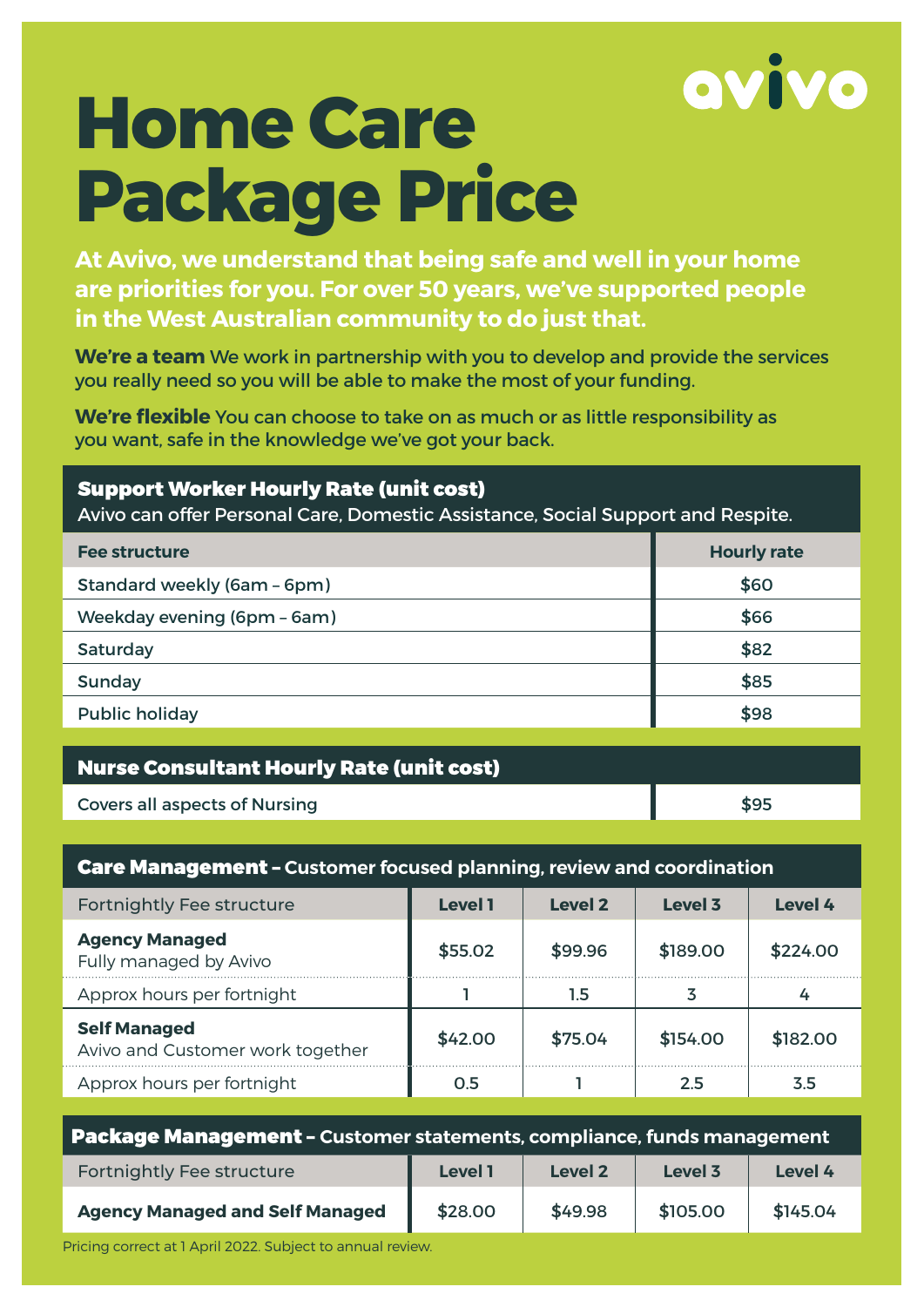avivo

# Home Care Package Price

**At Avivo, we understand that being safe and well in your home are priorities for you. For over 50 years, we've supported people in the West Australian community to do just that.**

**We're a team** We work in partnership with you to develop and provide the services you really need so you will be able to make the most of your funding.

**We're flexible** You can choose to take on as much or as little responsibility as you want, safe in the knowledge we've got your back.

## Support Worker Hourly Rate (unit cost)

Avivo can offer Personal Care, Domestic Assistance, Social Support and Respite.

| Fee structure | Hourly rate |
|---|---|
| Standard weekly (6am – 6pm) | $60 |
| Weekday evening (6pm – 6am) | $66 |
| Saturday | $82 |
| Sunday | $85 |
| Public holiday | $98 |

## Nurse Consultant Hourly Rate (unit cost)

| | |
|---|---|
| Covers all aspects of Nursing | $95 |

## Care Management – Customer focused planning, review and coordination

| Fortnightly Fee structure | Level 1 | Level 2 | Level 3 | Level 4 |
|---|---|---|---|---|
| **Agency Managed** Fully managed by Avivo | $55.02 | $99.96 | $189.00 | $224.00 |
| Approx hours per fortnight | 1 | 1.5 | 3 | 4 |
| **Self Managed** Avivo and Customer work together | $42.00 | $75.04 | $154.00 | $182.00 |
| Approx hours per fortnight | 0.5 | 1 | 2.5 | 3.5 |

## Package Management – Customer statements, compliance, funds management

| Fortnightly Fee structure | Level 1 | Level 2 | Level 3 | Level 4 |
|---|---|---|---|---|
| **Agency Managed and Self Managed** | $28.00 | $49.98 | $105.00 | $145.04 |

Pricing correct at 1 April 2022. Subject to annual review.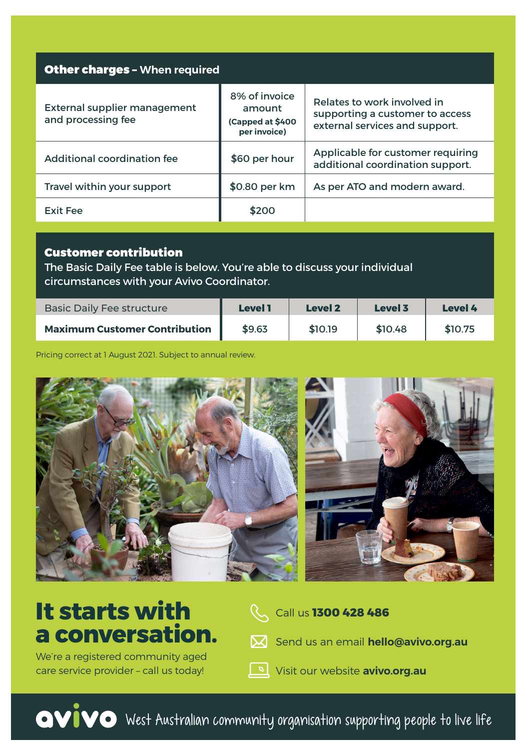## Other charges – When required

| | | |
|---|---|---|
| External supplier management and processing fee | 8% of invoice amount **(Capped at $400 per invoice)** | Relates to work involved in supporting a customer to access external services and support. |
| Additional coordination fee | $60 per hour | Applicable for customer requiring additional coordination support. |
| Travel within your support | $0.80 per km | As per ATO and modern award. |
| Exit Fee | $200 | |

## Customer contribution

The Basic Daily Fee table is below. You're able to discuss your individual circumstances with your Avivo Coordinator.

| Basic Daily Fee structure | Level 1 | Level 2 | Level 3 | Level 4 |
|---|---|---|---|---|
| **Maximum Customer Contribution** | $9.63 | $10.19 | $10.48 | $10.75 |

Pricing correct at 1 August 2021. Subject to annual review.

# It starts with a conversation.

We're a registered community aged care service provider – call us today!

Call us **1300 428 486**

Send us an email **hello@avivo.org.au**

Visit our website **avivo.org.au**

avivo West Australian community organisation supporting people to live life